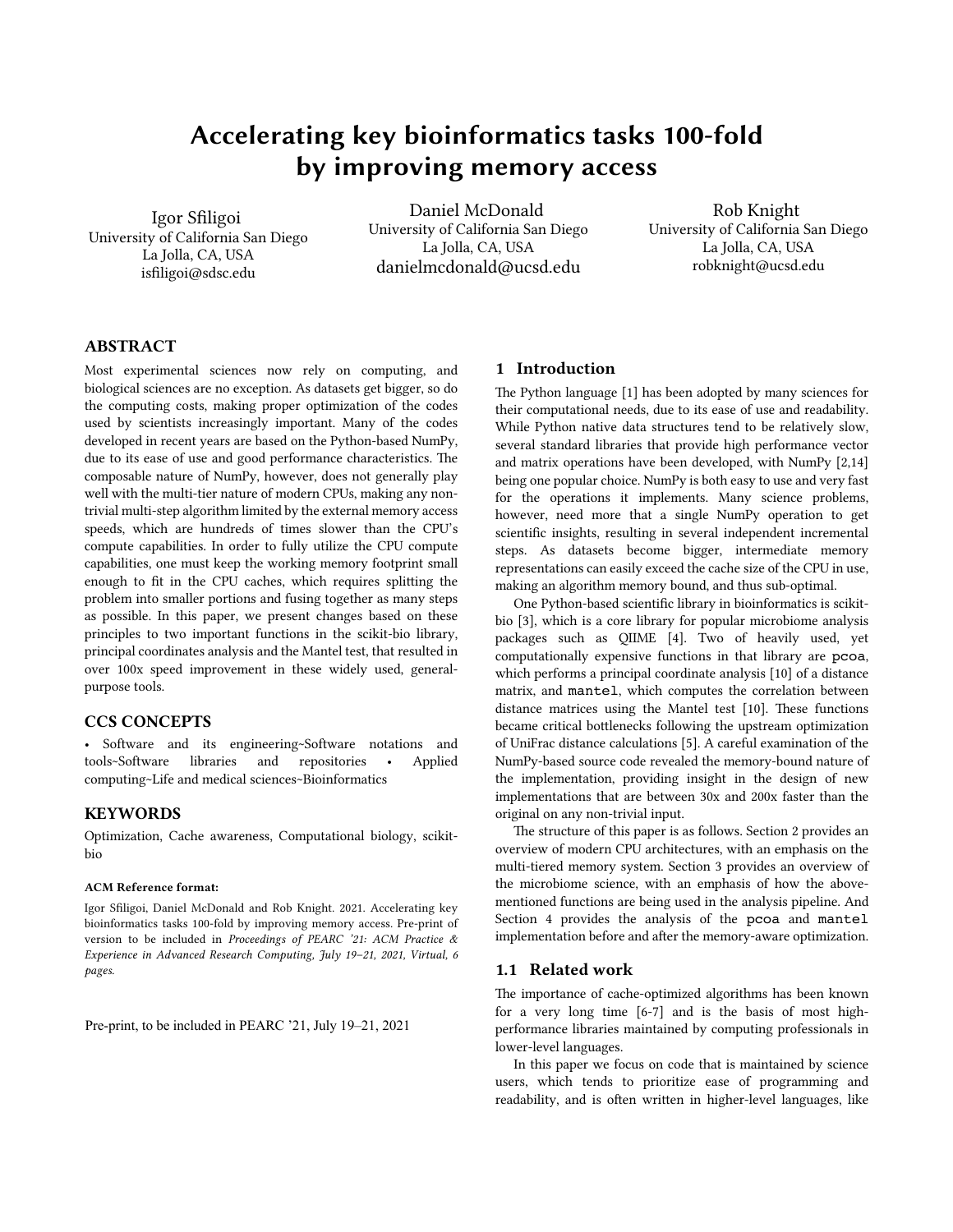# Accelerating key bioinformatics tasks 100-fold by improving memory access

Igor Sfiligoi
University of California San Diego
La Jolla, CA, USA
isfiligoi@sdsc.edu

Daniel McDonald
University of California San Diego
La Jolla, CA, USA
danielmcdonald@ucsd.edu

Rob Knight
University of California San Diego
La Jolla, CA, USA
robknight@ucsd.edu

## ABSTRACT

Most experimental sciences now rely on computing, and biological sciences are no exception. As datasets get bigger, so do the computing costs, making proper optimization of the codes used by scientists increasingly important. Many of the codes developed in recent years are based on the Python-based NumPy, due to its ease of use and good performance characteristics. The composable nature of NumPy, however, does not generally play well with the multi-tier nature of modern CPUs, making any non-trivial multi-step algorithm limited by the external memory access speeds, which are hundreds of times slower than the CPU's compute capabilities. In order to fully utilize the CPU compute capabilities, one must keep the working memory footprint small enough to fit in the CPU caches, which requires splitting the problem into smaller portions and fusing together as many steps as possible. In this paper, we present changes based on these principles to two important functions in the scikit-bio library, principal coordinates analysis and the Mantel test, that resulted in over 100x speed improvement in these widely used, general-purpose tools.

## CCS CONCEPTS

• Software and its engineering~Software notations and tools~Software libraries and repositories • Applied computing~Life and medical sciences~Bioinformatics

## KEYWORDS

Optimization, Cache awareness, Computational biology, scikit-bio

**ACM Reference format:**

Igor Sfiligoi, Daniel McDonald and Rob Knight. 2021. Accelerating key bioinformatics tasks 100-fold by improving memory access. Pre-print of version to be included in *Proceedings of PEARC '21: ACM Practice & Experience in Advanced Research Computing, July 19–21, 2021, Virtual, 6 pages.*

Pre-print, to be included in PEARC '21, July 19–21, 2021

## 1 Introduction

The Python language [1] has been adopted by many sciences for their computational needs, due to its ease of use and readability. While Python native data structures tend to be relatively slow, several standard libraries that provide high performance vector and matrix operations have been developed, with NumPy [2,14] being one popular choice. NumPy is both easy to use and very fast for the operations it implements. Many science problems, however, need more that a single NumPy operation to get scientific insights, resulting in several independent incremental steps. As datasets become bigger, intermediate memory representations can easily exceed the cache size of the CPU in use, making an algorithm memory bound, and thus sub-optimal.

One Python-based scientific library in bioinformatics is scikit-bio [3], which is a core library for popular microbiome analysis packages such as QIIME [4]. Two of heavily used, yet computationally expensive functions in that library are `pcoa`, which performs a principal coordinate analysis [10] of a distance matrix, and `mantel`, which computes the correlation between distance matrices using the Mantel test [10]. These functions became critical bottlenecks following the upstream optimization of UniFrac distance calculations [5]. A careful examination of the NumPy-based source code revealed the memory-bound nature of the implementation, providing insight in the design of new implementations that are between 30x and 200x faster than the original on any non-trivial input.

The structure of this paper is as follows. Section 2 provides an overview of modern CPU architectures, with an emphasis on the multi-tiered memory system. Section 3 provides an overview of the microbiome science, with an emphasis of how the above-mentioned functions are being used in the analysis pipeline. And Section 4 provides the analysis of the `pcoa` and `mantel` implementation before and after the memory-aware optimization.

### 1.1 Related work

The importance of cache-optimized algorithms has been known for a very long time [6-7] and is the basis of most high-performance libraries maintained by computing professionals in lower-level languages.

In this paper we focus on code that is maintained by science users, which tends to prioritize ease of programming and readability, and is often written in higher-level languages, like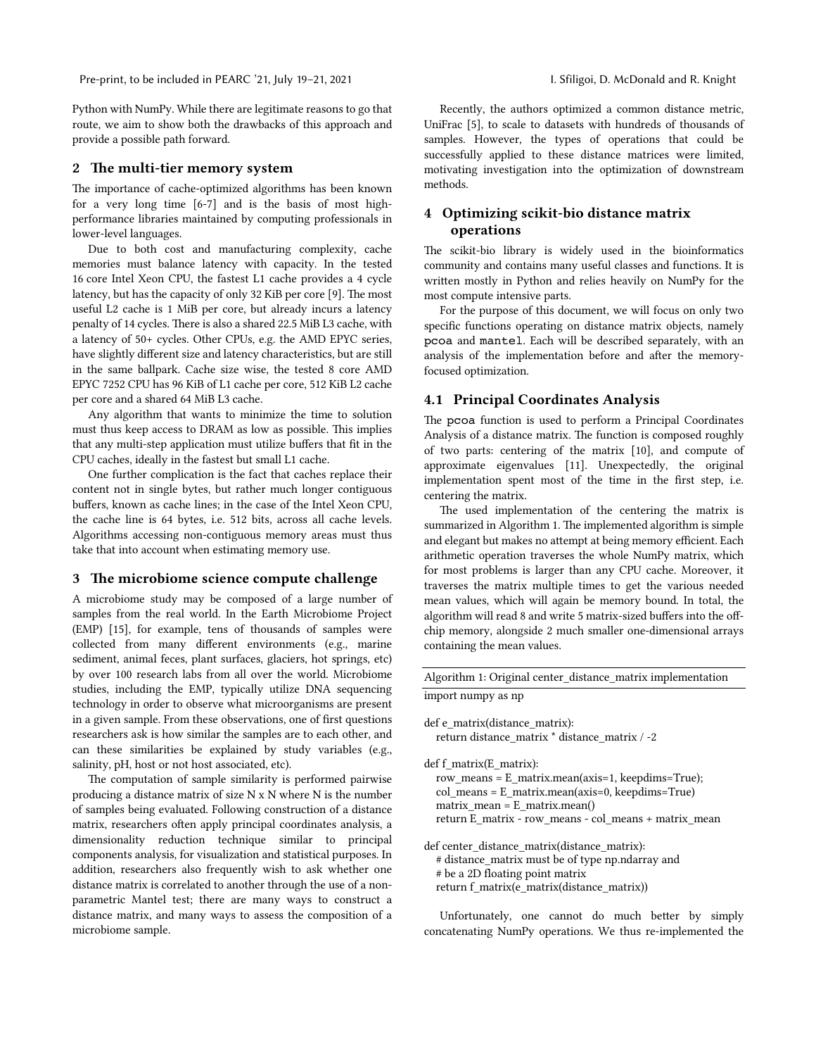Python with NumPy. While there are legitimate reasons to go that route, we aim to show both the drawbacks of this approach and provide a possible path forward.

## 2 The multi-tier memory system

The importance of cache-optimized algorithms has been known for a very long time [6-7] and is the basis of most high-performance libraries maintained by computing professionals in lower-level languages.

Due to both cost and manufacturing complexity, cache memories must balance latency with capacity. In the tested 16 core Intel Xeon CPU, the fastest L1 cache provides a 4 cycle latency, but has the capacity of only 32 KiB per core [9]. The most useful L2 cache is 1 MiB per core, but already incurs a latency penalty of 14 cycles. There is also a shared 22.5 MiB L3 cache, with a latency of 50+ cycles. Other CPUs, e.g. the AMD EPYC series, have slightly different size and latency characteristics, but are still in the same ballpark. Cache size wise, the tested 8 core AMD EPYC 7252 CPU has 96 KiB of L1 cache per core, 512 KiB L2 cache per core and a shared 64 MiB L3 cache.

Any algorithm that wants to minimize the time to solution must thus keep access to DRAM as low as possible. This implies that any multi-step application must utilize buffers that fit in the CPU caches, ideally in the fastest but small L1 cache.

One further complication is the fact that caches replace their content not in single bytes, but rather much longer contiguous buffers, known as cache lines; in the case of the Intel Xeon CPU, the cache line is 64 bytes, i.e. 512 bits, across all cache levels. Algorithms accessing non-contiguous memory areas must thus take that into account when estimating memory use.

## 3 The microbiome science compute challenge

A microbiome study may be composed of a large number of samples from the real world. In the Earth Microbiome Project (EMP) [15], for example, tens of thousands of samples were collected from many different environments (e.g., marine sediment, animal feces, plant surfaces, glaciers, hot springs, etc) by over 100 research labs from all over the world. Microbiome studies, including the EMP, typically utilize DNA sequencing technology in order to observe what microorganisms are present in a given sample. From these observations, one of first questions researchers ask is how similar the samples are to each other, and can these similarities be explained by study variables (e.g., salinity, pH, host or not host associated, etc).

The computation of sample similarity is performed pairwise producing a distance matrix of size N x N where N is the number of samples being evaluated. Following construction of a distance matrix, researchers often apply principal coordinates analysis, a dimensionality reduction technique similar to principal components analysis, for visualization and statistical purposes. In addition, researchers also frequently wish to ask whether one distance matrix is correlated to another through the use of a non-parametric Mantel test; there are many ways to construct a distance matrix, and many ways to assess the composition of a microbiome sample.

Recently, the authors optimized a common distance metric, UniFrac [5], to scale to datasets with hundreds of thousands of samples. However, the types of operations that could be successfully applied to these distance matrices were limited, motivating investigation into the optimization of downstream methods.

## 4 Optimizing scikit-bio distance matrix operations

The scikit-bio library is widely used in the bioinformatics community and contains many useful classes and functions. It is written mostly in Python and relies heavily on NumPy for the most compute intensive parts.

For the purpose of this document, we will focus on only two specific functions operating on distance matrix objects, namely `pcoa` and `mantel`. Each will be described separately, with an analysis of the implementation before and after the memory-focused optimization.

### 4.1 Principal Coordinates Analysis

The `pcoa` function is used to perform a Principal Coordinates Analysis of a distance matrix. The function is composed roughly of two parts: centering of the matrix [10], and compute of approximate eigenvalues [11]. Unexpectedly, the original implementation spent most of the time in the first step, i.e. centering the matrix.

The used implementation of the centering the matrix is summarized in Algorithm 1. The implemented algorithm is simple and elegant but makes no attempt at being memory efficient. Each arithmetic operation traverses the whole NumPy matrix, which for most problems is larger than any CPU cache. Moreover, it traverses the matrix multiple times to get the various needed mean values, which will again be memory bound. In total, the algorithm will read 8 and write 5 matrix-sized buffers into the off-chip memory, alongside 2 much smaller one-dimensional arrays containing the mean values.

Algorithm 1: Original center_distance_matrix implementation

```
import numpy as np

def e_matrix(distance_matrix):
   return distance_matrix * distance_matrix / -2

def f_matrix(E_matrix):
   row_means = E_matrix.mean(axis=1, keepdims=True);
   col_means = E_matrix.mean(axis=0, keepdims=True)
   matrix_mean = E_matrix.mean()
   return E_matrix - row_means - col_means + matrix_mean

def center_distance_matrix(distance_matrix):
   # distance_matrix must be of type np.ndarray and
   # be a 2D floating point matrix
   return f_matrix(e_matrix(distance_matrix))
```

Unfortunately, one cannot do much better by simply concatenating NumPy operations. We thus re-implemented the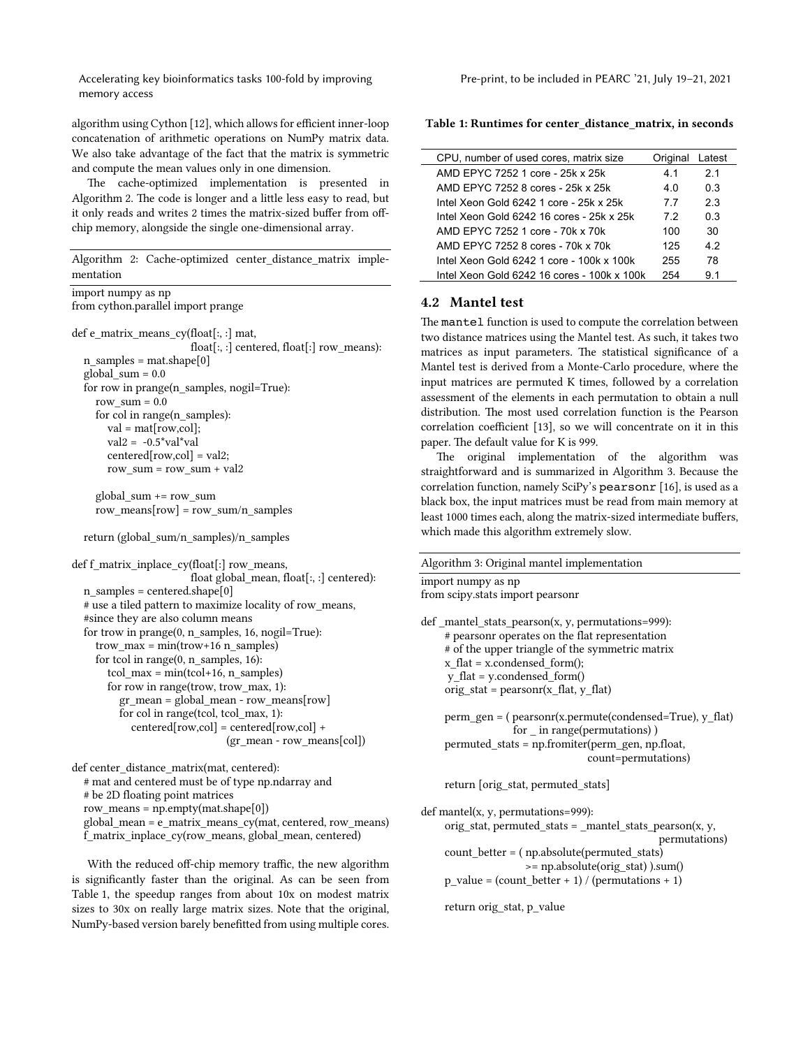algorithm using Cython [12], which allows for efficient inner-loop concatenation of arithmetic operations on NumPy matrix data. We also take advantage of the fact that the matrix is symmetric and compute the mean values only in one dimension.

The cache-optimized implementation is presented in Algorithm 2. The code is longer and a little less easy to read, but it only reads and writes 2 times the matrix-sized buffer from off-chip memory, alongside the single one-dimensional array.

Algorithm 2: Cache-optimized center_distance_matrix implementation

```
import numpy as np
from cython.parallel import prange

def e_matrix_means_cy(float[:, :] mat,
                      float[:, :] centered, float[:] row_means):
  n_samples = mat.shape[0]
  global_sum = 0.0
  for row in prange(n_samples, nogil=True):
    row_sum = 0.0
    for col in range(n_samples):
      val = mat[row,col];
      val2 = -0.5*val*val
      centered[row,col] = val2;
      row_sum = row_sum + val2

    global_sum += row_sum
    row_means[row] = row_sum/n_samples

  return (global_sum/n_samples)/n_samples

def f_matrix_inplace_cy(float[:] row_means,
                        float global_mean, float[:, :] centered):
  n_samples = centered.shape[0]
  # use a tiled pattern to maximize locality of row_means,
  #since they are also column means
  for trow in prange(0, n_samples, 16, nogil=True):
    trow_max = min(trow+16 n_samples)
    for tcol in range(0, n_samples, 16):
      tcol_max = min(tcol+16, n_samples)
      for row in range(trow, trow_max, 1):
        gr_mean = global_mean - row_means[row]
        for col in range(tcol, tcol_max, 1):
          centered[row,col] = centered[row,col] +
                              (gr_mean - row_means[col])

def center_distance_matrix(mat, centered):
  # mat and centered must be of type np.ndarray and
  # be 2D floating point matrices
  row_means = np.empty(mat.shape[0])
  global_mean = e_matrix_means_cy(mat, centered, row_means)
  f_matrix_inplace_cy(row_means, global_mean, centered)
```

With the reduced off-chip memory traffic, the new algorithm is significantly faster than the original. As can be seen from Table 1, the speedup ranges from about 10x on modest matrix sizes to 30x on really large matrix sizes. Note that the original, NumPy-based version barely benefitted from using multiple cores.

**Table 1: Runtimes for center_distance_matrix, in seconds**

| CPU, number of used cores, matrix size | Original | Latest |
|---|---|---|
| AMD EPYC 7252 1 core - 25k x 25k | 4.1 | 2.1 |
| AMD EPYC 7252 8 cores - 25k x 25k | 4.0 | 0.3 |
| Intel Xeon Gold 6242 1 core - 25k x 25k | 7.7 | 2.3 |
| Intel Xeon Gold 6242 16 cores - 25k x 25k | 7.2 | 0.3 |
| AMD EPYC 7252 1 core - 70k x 70k | 100 | 30 |
| AMD EPYC 7252 8 cores - 70k x 70k | 125 | 4.2 |
| Intel Xeon Gold 6242 1 core - 100k x 100k | 255 | 78 |
| Intel Xeon Gold 6242 16 cores - 100k x 100k | 254 | 9.1 |

## 4.2 Mantel test

The `mantel` function is used to compute the correlation between two distance matrices using the Mantel test. As such, it takes two matrices as input parameters. The statistical significance of a Mantel test is derived from a Monte-Carlo procedure, where the input matrices are permuted K times, followed by a correlation assessment of the elements in each permutation to obtain a null distribution. The most used correlation function is the Pearson correlation coefficient [13], so we will concentrate on it in this paper. The default value for K is 999.

The original implementation of the algorithm was straightforward and is summarized in Algorithm 3. Because the correlation function, namely SciPy's `pearsonr` [16], is used as a black box, the input matrices must be read from main memory at least 1000 times each, along the matrix-sized intermediate buffers, which made this algorithm extremely slow.

Algorithm 3: Original mantel implementation

```
import numpy as np
from scipy.stats import pearsonr

def _mantel_stats_pearson(x, y, permutations=999):
    # pearsonr operates on the flat representation
    # of the upper triangle of the symmetric matrix
    x_flat = x.condensed_form();
    y_flat = y.condensed_form()
    orig_stat = pearsonr(x_flat, y_flat)

    perm_gen = ( pearsonr(x.permute(condensed=True), y_flat)
                 for _ in range(permutations) )
    permuted_stats = np.fromiter(perm_gen, np.float,
                                 count=permutations)

    return [orig_stat, permuted_stats]

def mantel(x, y, permutations=999):
    orig_stat, permuted_stats = _mantel_stats_pearson(x, y,
                                                      permutations)
    count_better = ( np.absolute(permuted_stats)
                     >= np.absolute(orig_stat) ).sum()
    p_value = (count_better + 1) / (permutations + 1)

    return orig_stat, p_value
```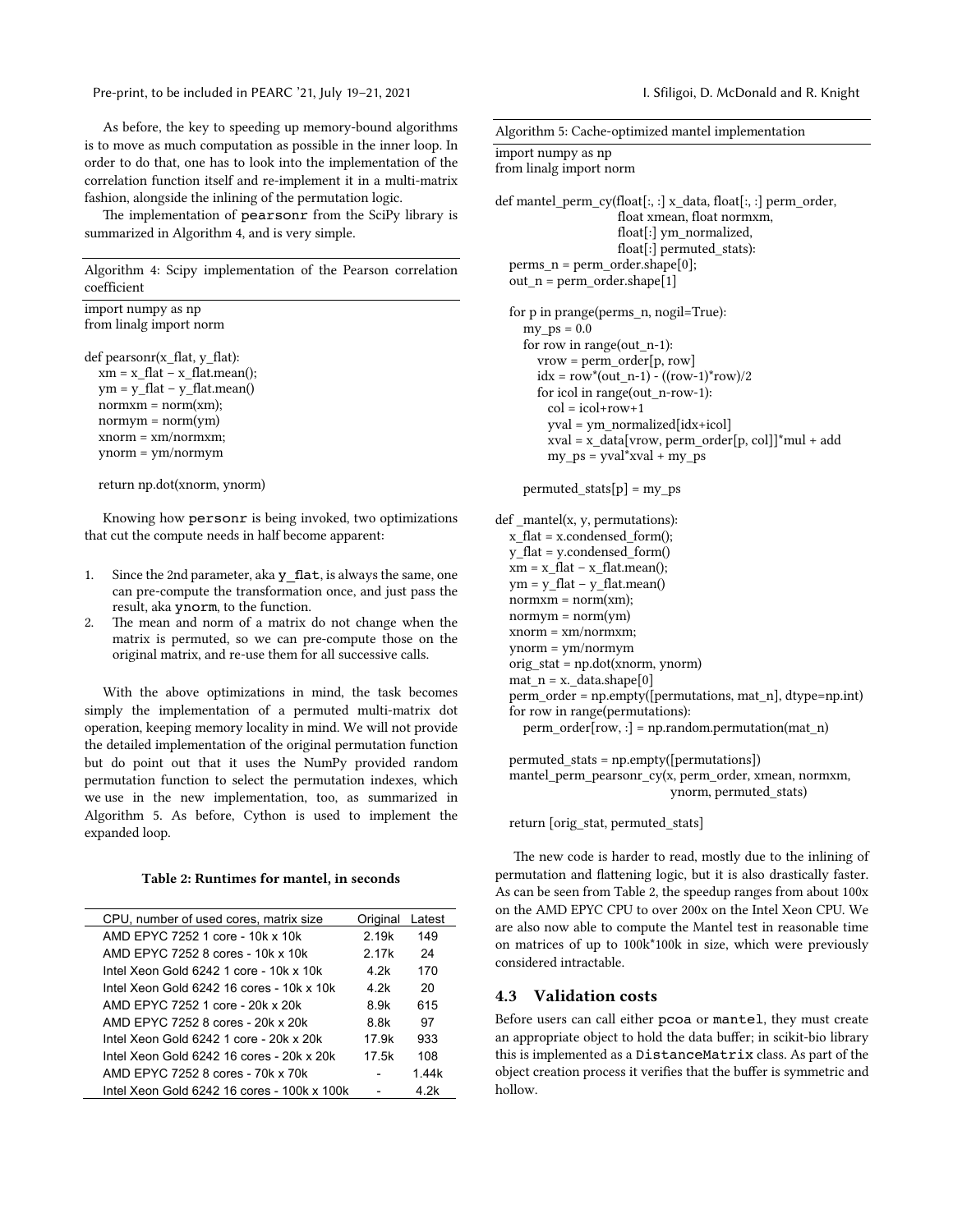As before, the key to speeding up memory-bound algorithms is to move as much computation as possible in the inner loop. In order to do that, one has to look into the implementation of the correlation function itself and re-implement it in a multi-matrix fashion, alongside the inlining of the permutation logic.

The implementation of `pearsonr` from the SciPy library is summarized in Algorithm 4, and is very simple.

Algorithm 4: Scipy implementation of the Pearson correlation coefficient

```
import numpy as np
from linalg import norm

def pearsonr(x_flat, y_flat):
   xm = x_flat – x_flat.mean();
   ym = y_flat – y_flat.mean()
   normxm = norm(xm);
   normym = norm(ym)
   xnorm = xm/normxm;
   ynorm = ym/normym

   return np.dot(xnorm, ynorm)
```

Knowing how `personr` is being invoked, two optimizations that cut the compute needs in half become apparent:

1. Since the 2nd parameter, aka `y_flat`, is always the same, one can pre-compute the transformation once, and just pass the result, aka `ynorm`, to the function.
2. The mean and norm of a matrix do not change when the matrix is permuted, so we can pre-compute those on the original matrix, and re-use them for all successive calls.

With the above optimizations in mind, the task becomes simply the implementation of a permuted multi-matrix dot operation, keeping memory locality in mind. We will not provide the detailed implementation of the original permutation function but do point out that it uses the NumPy provided random permutation function to select the permutation indexes, which we use in the new implementation, too, as summarized in Algorithm 5. As before, Cython is used to implement the expanded loop.

**Table 2: Runtimes for mantel, in seconds**

| CPU, number of used cores, matrix size | Original | Latest |
|---|---|---|
| AMD EPYC 7252 1 core - 10k x 10k | 2.19k | 149 |
| AMD EPYC 7252 8 cores - 10k x 10k | 2.17k | 24 |
| Intel Xeon Gold 6242 1 core - 10k x 10k | 4.2k | 170 |
| Intel Xeon Gold 6242 16 cores - 10k x 10k | 4.2k | 20 |
| AMD EPYC 7252 1 core - 20k x 20k | 8.9k | 615 |
| AMD EPYC 7252 8 cores - 20k x 20k | 8.8k | 97 |
| Intel Xeon Gold 6242 1 core - 20k x 20k | 17.9k | 933 |
| Intel Xeon Gold 6242 16 cores - 20k x 20k | 17.5k | 108 |
| AMD EPYC 7252 8 cores - 70k x 70k | - | 1.44k |
| Intel Xeon Gold 6242 16 cores - 100k x 100k | - | 4.2k |

Algorithm 5: Cache-optimized mantel implementation

```
import numpy as np
from linalg import norm

def mantel_perm_cy(float[:, :] x_data, float[:, :] perm_order,
                   float xmean, float normxm,
                   float[:] ym_normalized,
                   float[:] permuted_stats):
   perms_n = perm_order.shape[0];
   out_n = perm_order.shape[1]

   for p in prange(perms_n, nogil=True):
      my_ps = 0.0
      for row in range(out_n-1):
         vrow = perm_order[p, row]
         idx = row*(out_n-1) - ((row-1)*row)/2
         for icol in range(out_n-row-1):
            col = icol+row+1
            yval = ym_normalized[idx+icol]
            xval = x_data[vrow, perm_order[p, col]]*mul + add
            my_ps = yval*xval + my_ps

      permuted_stats[p] = my_ps

def _mantel(x, y, permutations):
   x_flat = x.condensed_form();
   y_flat = y.condensed_form()
   xm = x_flat – x_flat.mean();
   ym = y_flat – y_flat.mean()
   normxm = norm(xm);
   normym = norm(ym)
   xnorm = xm/normxm;
   ynorm = ym/normym
   orig_stat = np.dot(xnorm, ynorm)
   mat_n = x._data.shape[0]
   perm_order = np.empty([permutations, mat_n], dtype=np.int)
   for row in range(permutations):
      perm_order[row, :] = np.random.permutation(mat_n)

   permuted_stats = np.empty([permutations])
   mantel_perm_pearsonr_cy(x, perm_order, xmean, normxm,
                           ynorm, permuted_stats)

   return [orig_stat, permuted_stats]
```

The new code is harder to read, mostly due to the inlining of permutation and flattening logic, but it is also drastically faster. As can be seen from Table 2, the speedup ranges from about 100x on the AMD EPYC CPU to over 200x on the Intel Xeon CPU. We are also now able to compute the Mantel test in reasonable time on matrices of up to 100k*100k in size, which were previously considered intractable.

## 4.3 Validation costs

Before users can call either `pcoa` or `mantel`, they must create an appropriate object to hold the data buffer; in scikit-bio library this is implemented as a `DistanceMatrix` class. As part of the object creation process it verifies that the buffer is symmetric and hollow.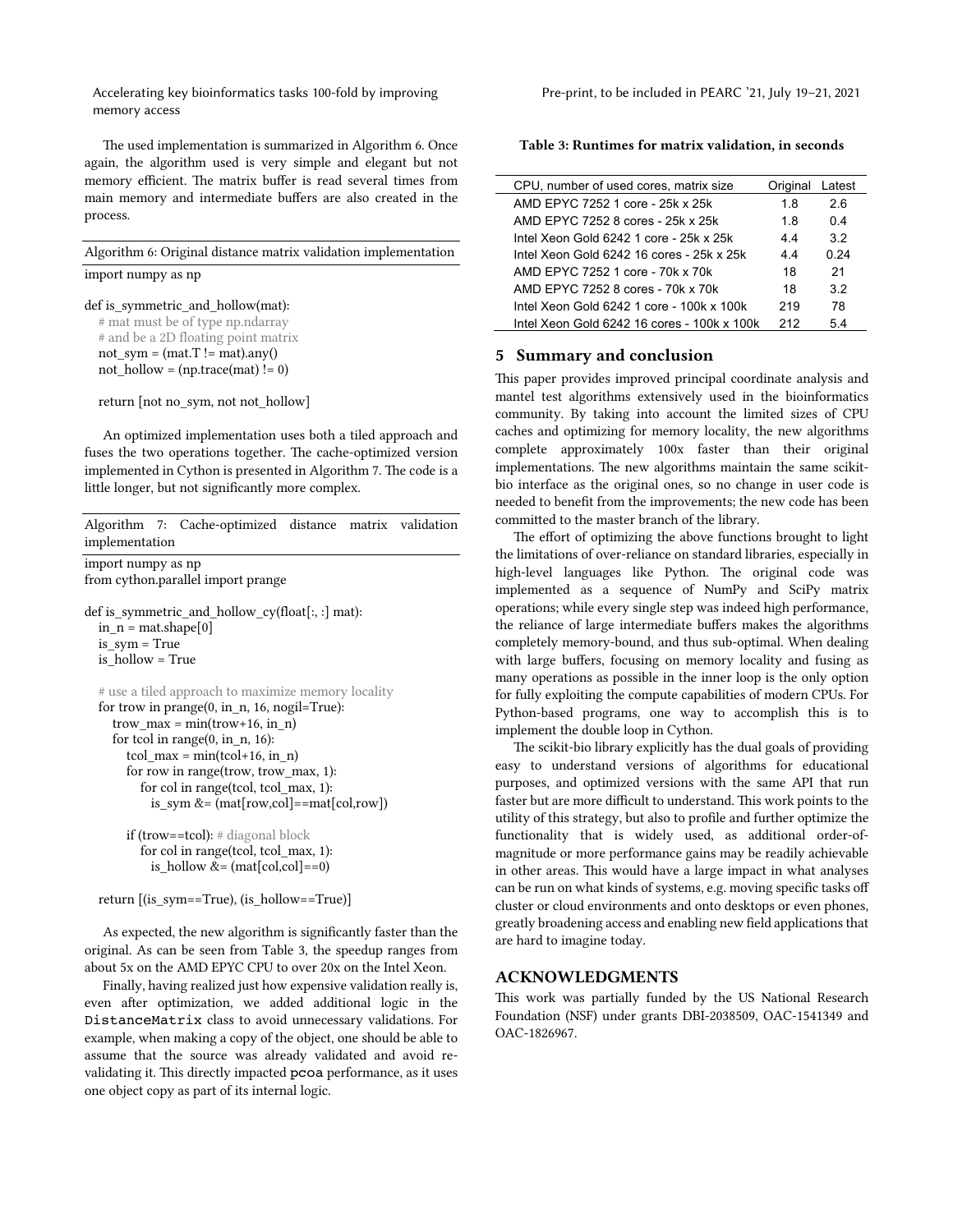The used implementation is summarized in Algorithm 6. Once again, the algorithm used is very simple and elegant but not memory efficient. The matrix buffer is read several times from main memory and intermediate buffers are also created in the process.

Algorithm 6: Original distance matrix validation implementation

```
import numpy as np

def is_symmetric_and_hollow(mat):
    # mat must be of type np.ndarray
    # and be a 2D floating point matrix
    not_sym = (mat.T != mat).any()
    not_hollow = (np.trace(mat) != 0)

    return [not no_sym, not not_hollow]
```

An optimized implementation uses both a tiled approach and fuses the two operations together. The cache-optimized version implemented in Cython is presented in Algorithm 7. The code is a little longer, but not significantly more complex.

Algorithm 7: Cache-optimized distance matrix validation implementation

```
import numpy as np
from cython.parallel import prange

def is_symmetric_and_hollow_cy(float[:, :] mat):
    in_n = mat.shape[0]
    is_sym = True
    is_hollow = True

    # use a tiled approach to maximize memory locality
    for trow in prange(0, in_n, 16, nogil=True):
        trow_max = min(trow+16, in_n)
        for tcol in range(0, in_n, 16):
            tcol_max = min(tcol+16, in_n)
            for row in range(trow, trow_max, 1):
                for col in range(tcol, tcol_max, 1):
                    is_sym &= (mat[row,col]==mat[col,row])

            if (trow==tcol): # diagonal block
                for col in range(tcol, tcol_max, 1):
                    is_hollow &= (mat[col,col]==0)

    return [(is_sym==True), (is_hollow==True)]
```

As expected, the new algorithm is significantly faster than the original. As can be seen from Table 3, the speedup ranges from about 5x on the AMD EPYC CPU to over 20x on the Intel Xeon.

Finally, having realized just how expensive validation really is, even after optimization, we added additional logic in the `DistanceMatrix` class to avoid unnecessary validations. For example, when making a copy of the object, one should be able to assume that the source was already validated and avoid re-validating it. This directly impacted `pcoa` performance, as it uses one object copy as part of its internal logic.

**Table 3: Runtimes for matrix validation, in seconds**

| CPU, number of used cores, matrix size | Original | Latest |
|---|---|---|
| AMD EPYC 7252 1 core - 25k x 25k | 1.8 | 2.6 |
| AMD EPYC 7252 8 cores - 25k x 25k | 1.8 | 0.4 |
| Intel Xeon Gold 6242 1 core - 25k x 25k | 4.4 | 3.2 |
| Intel Xeon Gold 6242 16 cores - 25k x 25k | 4.4 | 0.24 |
| AMD EPYC 7252 1 core - 70k x 70k | 18 | 21 |
| AMD EPYC 7252 8 cores - 70k x 70k | 18 | 3.2 |
| Intel Xeon Gold 6242 1 core - 100k x 100k | 219 | 78 |
| Intel Xeon Gold 6242 16 cores - 100k x 100k | 212 | 5.4 |

## 5 Summary and conclusion

This paper provides improved principal coordinate analysis and mantel test algorithms extensively used in the bioinformatics community. By taking into account the limited sizes of CPU caches and optimizing for memory locality, the new algorithms complete approximately 100x faster than their original implementations. The new algorithms maintain the same scikit-bio interface as the original ones, so no change in user code is needed to benefit from the improvements; the new code has been committed to the master branch of the library.

The effort of optimizing the above functions brought to light the limitations of over-reliance on standard libraries, especially in high-level languages like Python. The original code was implemented as a sequence of NumPy and SciPy matrix operations; while every single step was indeed high performance, the reliance of large intermediate buffers makes the algorithms completely memory-bound, and thus sub-optimal. When dealing with large buffers, focusing on memory locality and fusing as many operations as possible in the inner loop is the only option for fully exploiting the compute capabilities of modern CPUs. For Python-based programs, one way to accomplish this is to implement the double loop in Cython.

The scikit-bio library explicitly has the dual goals of providing easy to understand versions of algorithms for educational purposes, and optimized versions with the same API that run faster but are more difficult to understand. This work points to the utility of this strategy, but also to profile and further optimize the functionality that is widely used, as additional order-of-magnitude or more performance gains may be readily achievable in other areas. This would have a large impact in what analyses can be run on what kinds of systems, e.g. moving specific tasks off cluster or cloud environments and onto desktops or even phones, greatly broadening access and enabling new field applications that are hard to imagine today.

## ACKNOWLEDGMENTS

This work was partially funded by the US National Research Foundation (NSF) under grants DBI-2038509, OAC-1541349 and OAC-1826967.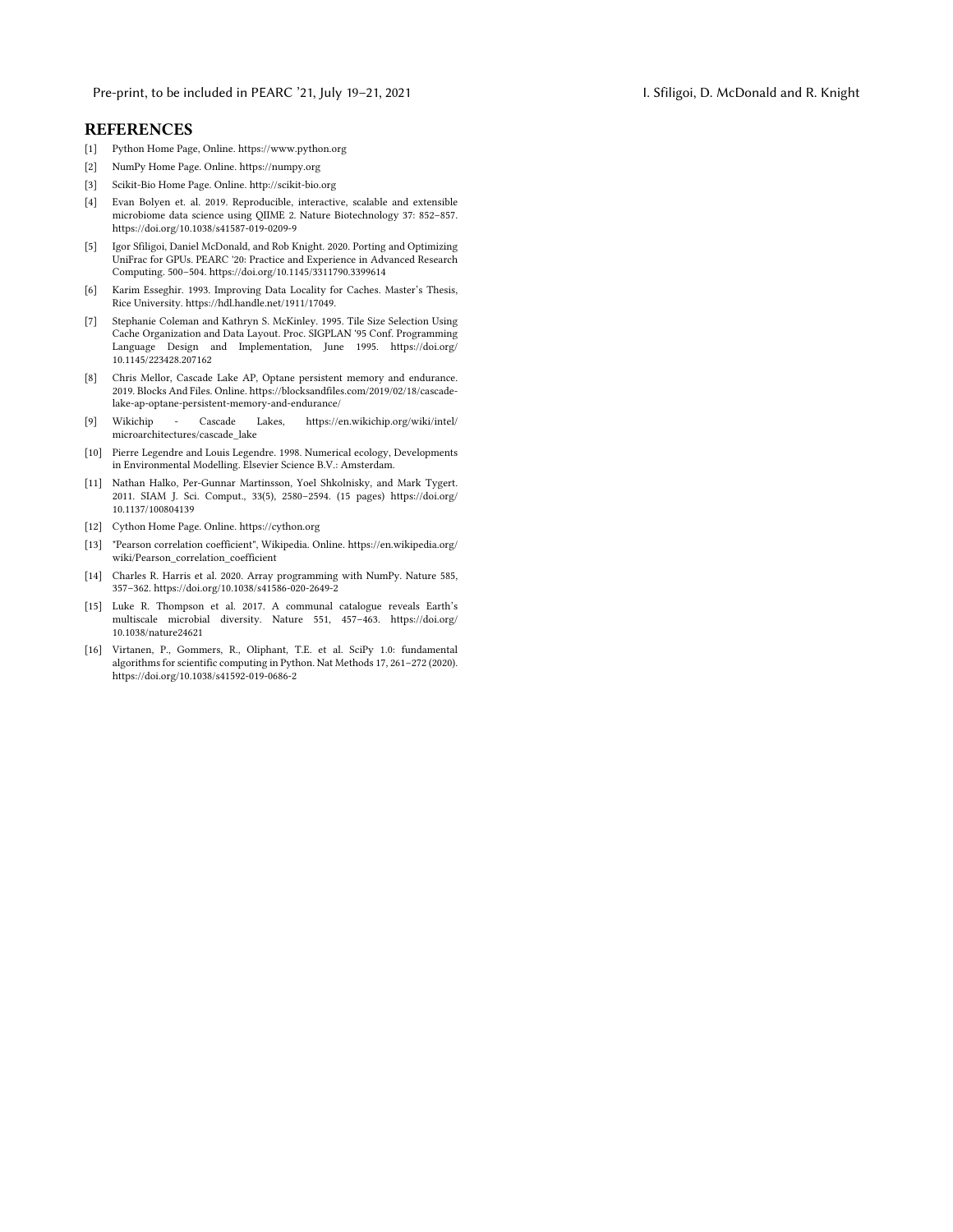## REFERENCES

- [1] Python Home Page, Online. https://www.python.org
- [2] NumPy Home Page. Online. https://numpy.org
- [3] Scikit-Bio Home Page. Online. http://scikit-bio.org
- [4] Evan Bolyen et. al. 2019. Reproducible, interactive, scalable and extensible microbiome data science using QIIME 2. Nature Biotechnology 37: 852–857. https://doi.org/10.1038/s41587-019-0209-9
- [5] Igor Sfiligoi, Daniel McDonald, and Rob Knight. 2020. Porting and Optimizing UniFrac for GPUs. PEARC '20: Practice and Experience in Advanced Research Computing. 500–504. https://doi.org/10.1145/3311790.3399614
- [6] Karim Esseghir. 1993. Improving Data Locality for Caches. Master's Thesis, Rice University. https://hdl.handle.net/1911/17049.
- [7] Stephanie Coleman and Kathryn S. McKinley. 1995. Tile Size Selection Using Cache Organization and Data Layout. Proc. SIGPLAN '95 Conf. Programming Language Design and Implementation, June 1995. https://doi.org/10.1145/223428.207162
- [8] Chris Mellor, Cascade Lake AP, Optane persistent memory and endurance. 2019. Blocks And Files. Online. https://blocksandfiles.com/2019/02/18/cascade-lake-ap-optane-persistent-memory-and-endurance/
- [9] Wikichip - Cascade Lakes, https://en.wikichip.org/wiki/intel/microarchitectures/cascade_lake
- [10] Pierre Legendre and Louis Legendre. 1998. Numerical ecology, Developments in Environmental Modelling. Elsevier Science B.V.: Amsterdam.
- [11] Nathan Halko, Per-Gunnar Martinsson, Yoel Shkolnisky, and Mark Tygert. 2011. SIAM J. Sci. Comput., 33(5), 2580–2594. (15 pages) https://doi.org/10.1137/100804139
- [12] Cython Home Page. Online. https://cython.org
- [13] "Pearson correlation coefficient", Wikipedia. Online. https://en.wikipedia.org/wiki/Pearson_correlation_coefficient
- [14] Charles R. Harris et al. 2020. Array programming with NumPy. Nature 585, 357–362. https://doi.org/10.1038/s41586-020-2649-2
- [15] Luke R. Thompson et al. 2017. A communal catalogue reveals Earth's multiscale microbial diversity. Nature 551, 457–463. https://doi.org/10.1038/nature24621
- [16] Virtanen, P., Gommers, R., Oliphant, T.E. et al. SciPy 1.0: fundamental algorithms for scientific computing in Python. Nat Methods 17, 261–272 (2020). https://doi.org/10.1038/s41592-019-0686-2